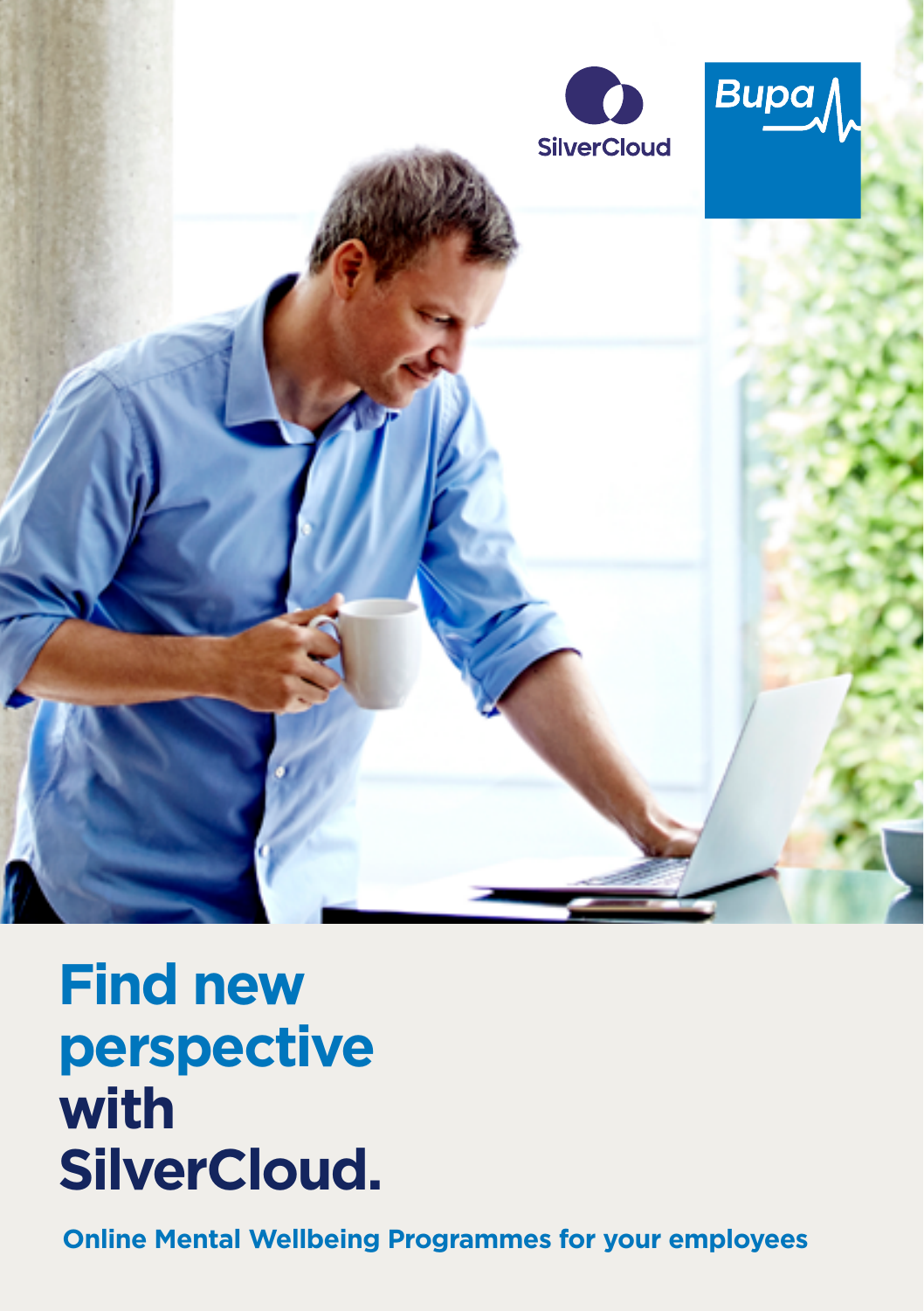SilverCloud

Bupa

# Find new perspective with SilverCloud.

**Online Mental Wellbeing Programmes for your employees**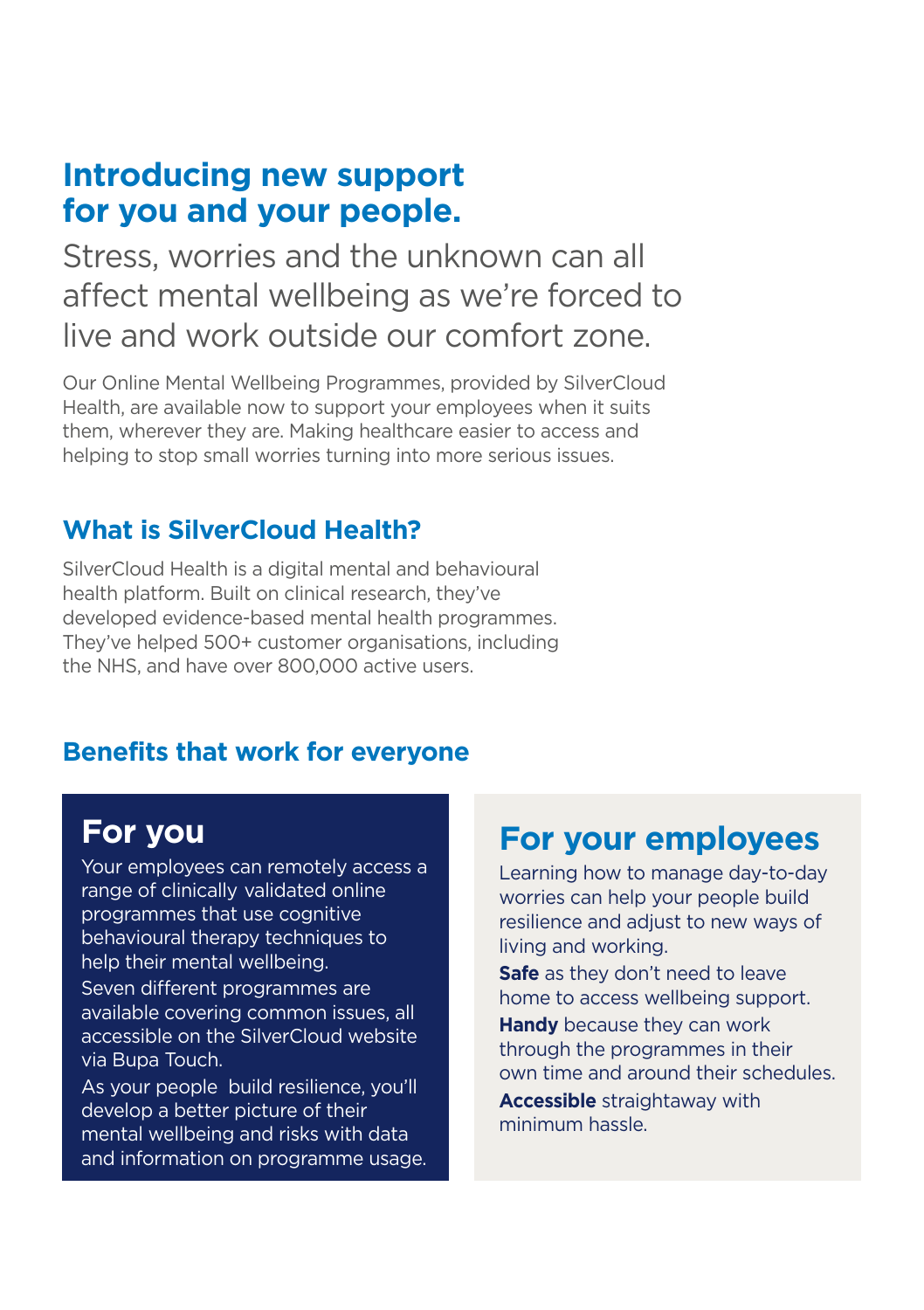# Introducing new support for you and your people.

Stress, worries and the unknown can all affect mental wellbeing as we're forced to live and work outside our comfort zone.

Our Online Mental Wellbeing Programmes, provided by SilverCloud Health, are available now to support your employees when it suits them, wherever they are. Making healthcare easier to access and helping to stop small worries turning into more serious issues.

## What is SilverCloud Health?

SilverCloud Health is a digital mental and behavioural health platform. Built on clinical research, they've developed evidence-based mental health programmes. They've helped 500+ customer organisations, including the NHS, and have over 800,000 active users.

## Benefits that work for everyone

### For you

Your employees can remotely access a range of clinically validated online programmes that use cognitive behavioural therapy techniques to help their mental wellbeing.

Seven different programmes are available covering common issues, all accessible on the SilverCloud website via Bupa Touch.

As your people build resilience, you'll develop a better picture of their mental wellbeing and risks with data and information on programme usage.

### For your employees

Learning how to manage day-to-day worries can help your people build resilience and adjust to new ways of living and working.

**Safe** as they don't need to leave home to access wellbeing support.

**Handy** because they can work through the programmes in their own time and around their schedules.

**Accessible** straightaway with minimum hassle.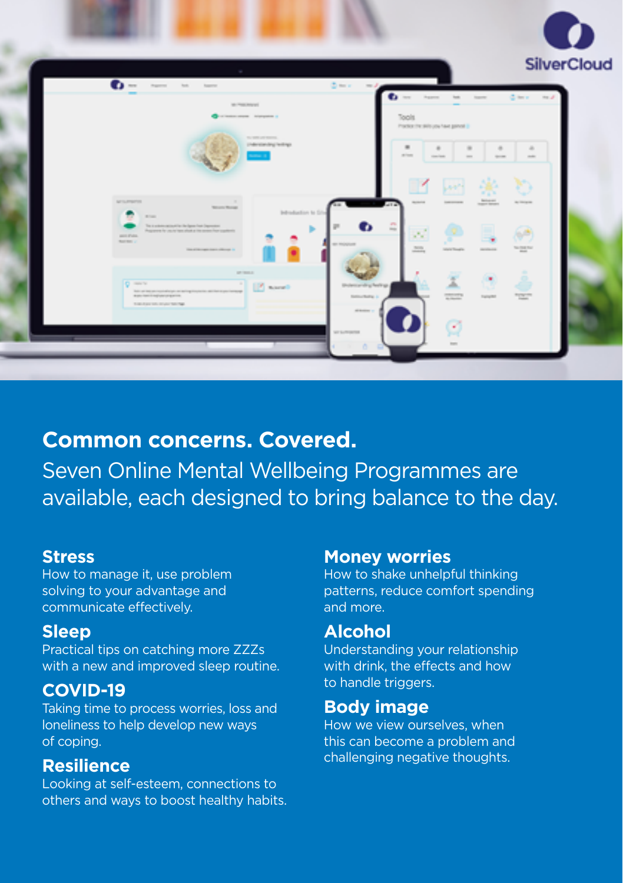## Common concerns. Covered.

Seven Online Mental Wellbeing Programmes are available, each designed to bring balance to the day.

### Stress

How to manage it, use problem solving to your advantage and communicate effectively.

### Sleep

Practical tips on catching more ZZZs with a new and improved sleep routine.

### COVID-19

Taking time to process worries, loss and loneliness to help develop new ways of coping.

### Resilience

Looking at self-esteem, connections to others and ways to boost healthy habits.

### Money worries

How to shake unhelpful thinking patterns, reduce comfort spending and more.

### Alcohol

Understanding your relationship with drink, the effects and how to handle triggers.

### Body image

How we view ourselves, when this can become a problem and challenging negative thoughts.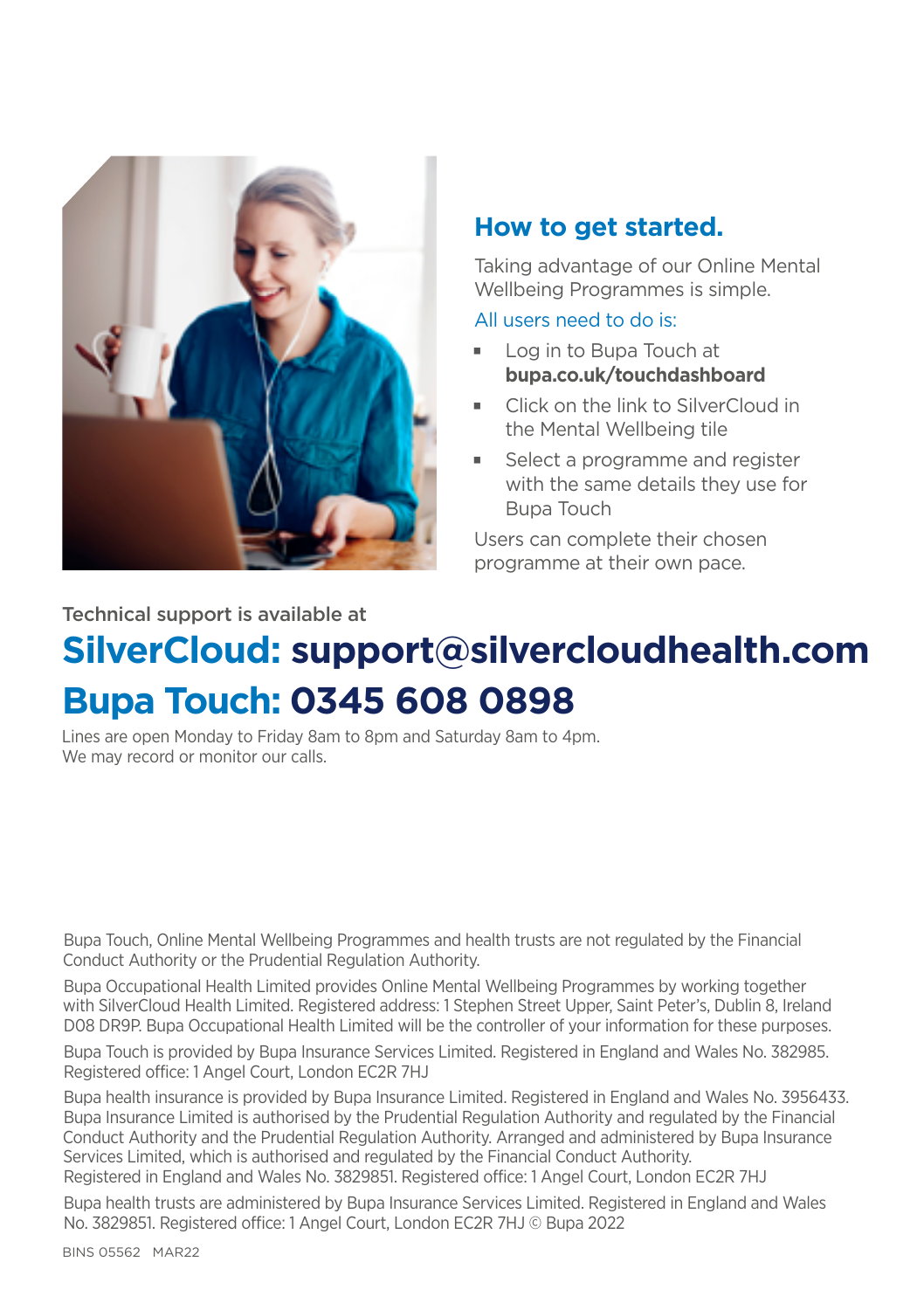## How to get started.

Taking advantage of our Online Mental Wellbeing Programmes is simple.

All users need to do is:

- Log in to Bupa Touch at **bupa.co.uk/touchdashboard**
- Click on the link to SilverCloud in the Mental Wellbeing tile
- Select a programme and register with the same details they use for Bupa Touch

Users can complete their chosen programme at their own pace.

Technical support is available at

## SilverCloud: support@silvercloudhealth.com

## Bupa Touch: 0345 608 0898

Lines are open Monday to Friday 8am to 8pm and Saturday 8am to 4pm.
We may record or monitor our calls.

Bupa Touch, Online Mental Wellbeing Programmes and health trusts are not regulated by the Financial Conduct Authority or the Prudential Regulation Authority.

Bupa Occupational Health Limited provides Online Mental Wellbeing Programmes by working together with SilverCloud Health Limited. Registered address: 1 Stephen Street Upper, Saint Peter's, Dublin 8, Ireland D08 DR9P. Bupa Occupational Health Limited will be the controller of your information for these purposes.

Bupa Touch is provided by Bupa Insurance Services Limited. Registered in England and Wales No. 382985. Registered office: 1 Angel Court, London EC2R 7HJ

Bupa health insurance is provided by Bupa Insurance Limited. Registered in England and Wales No. 3956433. Bupa Insurance Limited is authorised by the Prudential Regulation Authority and regulated by the Financial Conduct Authority and the Prudential Regulation Authority. Arranged and administered by Bupa Insurance Services Limited, which is authorised and regulated by the Financial Conduct Authority.
Registered in England and Wales No. 3829851. Registered office: 1 Angel Court, London EC2R 7HJ

Bupa health trusts are administered by Bupa Insurance Services Limited. Registered in England and Wales No. 3829851. Registered office: 1 Angel Court, London EC2R 7HJ © Bupa 2022

BINS 05562 MAR22